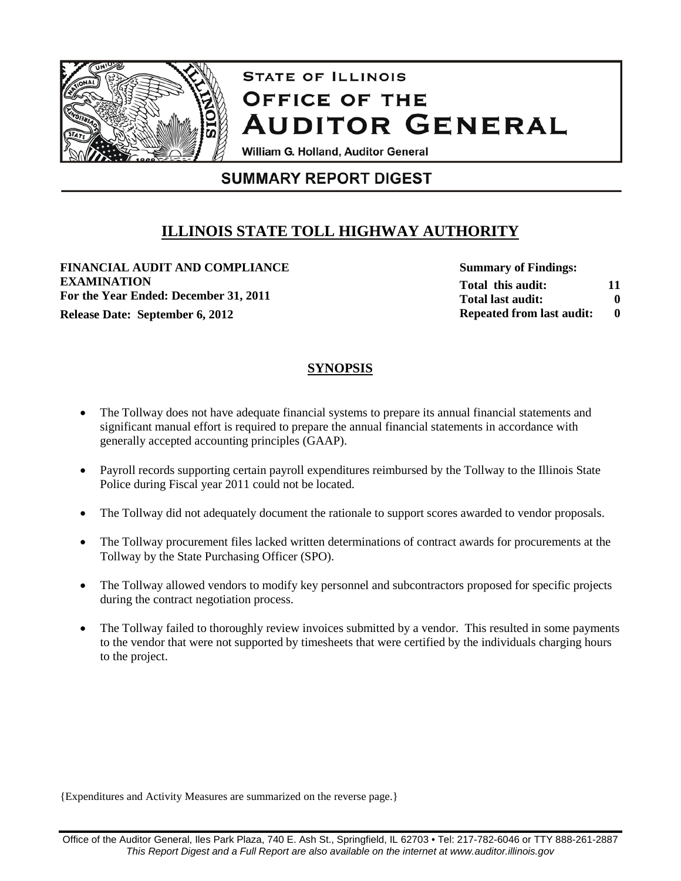# STATE OF ILLINOIS
# OFFICE OF THE AUDITOR GENERAL

William G. Holland, Auditor General

## SUMMARY REPORT DIGEST

## ILLINOIS STATE TOLL HIGHWAY AUTHORITY

**FINANCIAL AUDIT AND COMPLIANCE EXAMINATION**
**For the Year Ended: December 31, 2011**
**Release Date: September 6, 2012**

**Summary of Findings:**

| | |
|---|---|
| **Total this audit:** | **11** |
| **Total last audit:** | **0** |
| **Repeated from last audit:** | **0** |

## SYNOPSIS

- The Tollway does not have adequate financial systems to prepare its annual financial statements and significant manual effort is required to prepare the annual financial statements in accordance with generally accepted accounting principles (GAAP).

- Payroll records supporting certain payroll expenditures reimbursed by the Tollway to the Illinois State Police during Fiscal year 2011 could not be located.

- The Tollway did not adequately document the rationale to support scores awarded to vendor proposals.

- The Tollway procurement files lacked written determinations of contract awards for procurements at the Tollway by the State Purchasing Officer (SPO).

- The Tollway allowed vendors to modify key personnel and subcontractors proposed for specific projects during the contract negotiation process.

- The Tollway failed to thoroughly review invoices submitted by a vendor. This resulted in some payments to the vendor that were not supported by timesheets that were certified by the individuals charging hours to the project.

{Expenditures and Activity Measures are summarized on the reverse page.}

Office of the Auditor General, Iles Park Plaza, 740 E. Ash St., Springfield, IL 62703 • Tel: 217-782-6046 or TTY 888-261-2887
*This Report Digest and a Full Report are also available on the internet at www.auditor.illinois.gov*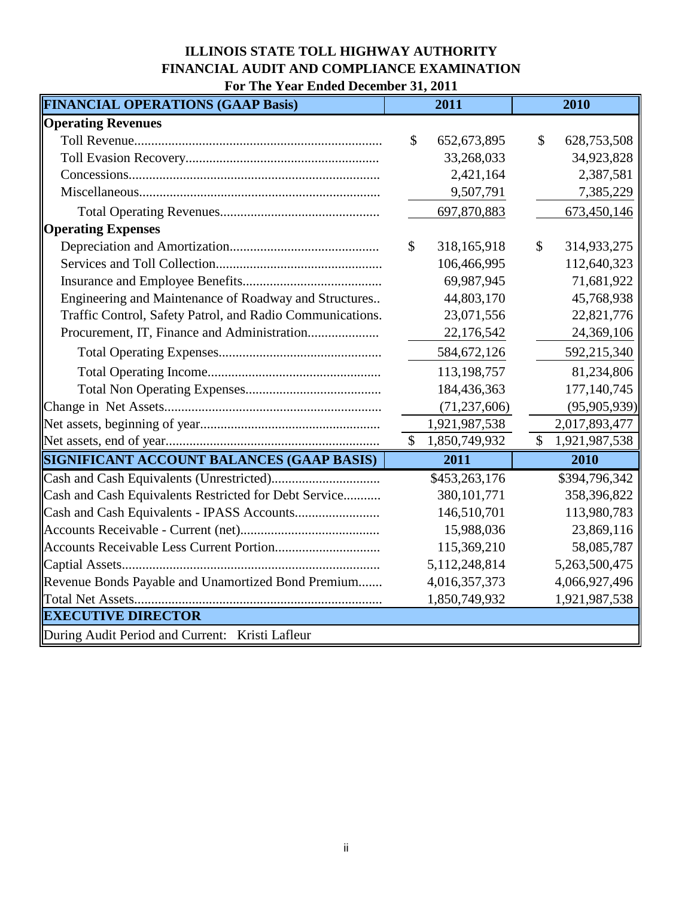# ILLINOIS STATE TOLL HIGHWAY AUTHORITY
## FINANCIAL AUDIT AND COMPLIANCE EXAMINATION
### For The Year Ended December 31, 2011

| FINANCIAL OPERATIONS (GAAP Basis) | 2011 | 2010 |
|---|---|---|
| **Operating Revenues** | | |
| Toll Revenue | $ 652,673,895 | $ 628,753,508 |
| Toll Evasion Recovery | 33,268,033 | 34,923,828 |
| Concessions | 2,421,164 | 2,387,581 |
| Miscellaneous | 9,507,791 | 7,385,229 |
| Total Operating Revenues | 697,870,883 | 673,450,146 |
| **Operating Expenses** | | |
| Depreciation and Amortization | $ 318,165,918 | $ 314,933,275 |
| Services and Toll Collection | 106,466,995 | 112,640,323 |
| Insurance and Employee Benefits | 69,987,945 | 71,681,922 |
| Engineering and Maintenance of Roadway and Structures | 44,803,170 | 45,768,938 |
| Traffic Control, Safety Patrol, and Radio Communications | 23,071,556 | 22,821,776 |
| Procurement, IT, Finance and Administration | 22,176,542 | 24,369,106 |
| Total Operating Expenses | 584,672,126 | 592,215,340 |
| Total Operating Income | 113,198,757 | 81,234,806 |
| Total Non Operating Expenses | 184,436,363 | 177,140,745 |
| Change in Net Assets | (71,237,606) | (95,905,939) |
| Net assets, beginning of year | 1,921,987,538 | 2,017,893,477 |
| Net assets, end of year | $ 1,850,749,932 | $ 1,921,987,538 |

| SIGNIFICANT ACCOUNT BALANCES (GAAP BASIS) | 2011 | 2010 |
|---|---|---|
| Cash and Cash Equivalents (Unrestricted) | $453,263,176 | $394,796,342 |
| Cash and Cash Equivalents Restricted for Debt Service | 380,101,771 | 358,396,822 |
| Cash and Cash Equivalents - IPASS Accounts | 146,510,701 | 113,980,783 |
| Accounts Receivable - Current (net) | 15,988,036 | 23,869,116 |
| Accounts Receivable Less Current Portion | 115,369,210 | 58,085,787 |
| Captial Assets | 5,112,248,814 | 5,263,500,475 |
| Revenue Bonds Payable and Unamortized Bond Premium | 4,016,357,373 | 4,066,927,496 |
| Total Net Assets | 1,850,749,932 | 1,921,987,538 |

| EXECUTIVE DIRECTOR |
|---|
| During Audit Period and Current: Kristi Lafleur |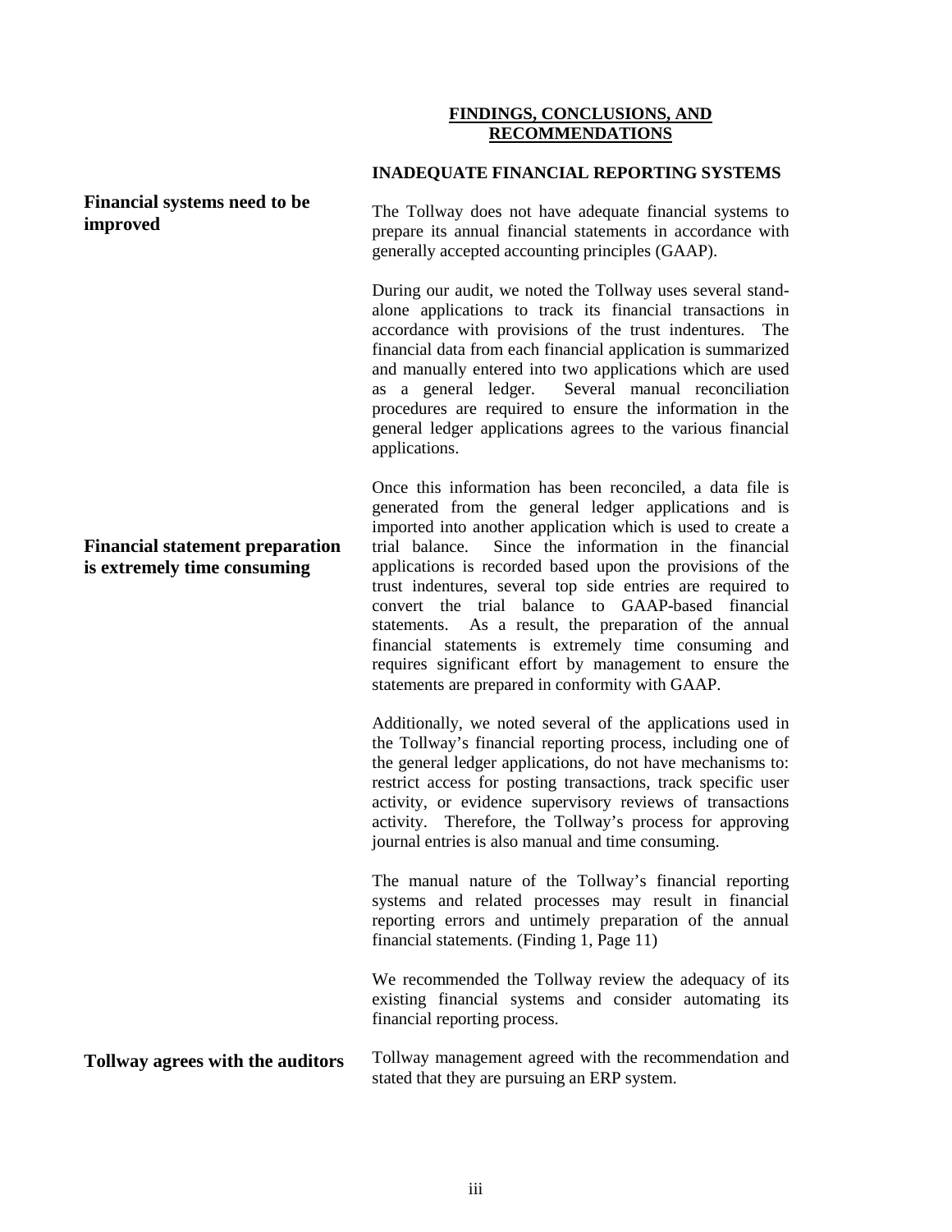## FINDINGS, CONCLUSIONS, AND RECOMMENDATIONS

### INADEQUATE FINANCIAL REPORTING SYSTEMS

**Financial systems need to be improved**

The Tollway does not have adequate financial systems to prepare its annual financial statements in accordance with generally accepted accounting principles (GAAP).

During our audit, we noted the Tollway uses several stand-alone applications to track its financial transactions in accordance with provisions of the trust indentures. The financial data from each financial application is summarized and manually entered into two applications which are used as a general ledger. Several manual reconciliation procedures are required to ensure the information in the general ledger applications agrees to the various financial applications.

**Financial statement preparation is extremely time consuming**

Once this information has been reconciled, a data file is generated from the general ledger applications and is imported into another application which is used to create a trial balance. Since the information in the financial applications is recorded based upon the provisions of the trust indentures, several top side entries are required to convert the trial balance to GAAP-based financial statements. As a result, the preparation of the annual financial statements is extremely time consuming and requires significant effort by management to ensure the statements are prepared in conformity with GAAP.

Additionally, we noted several of the applications used in the Tollway's financial reporting process, including one of the general ledger applications, do not have mechanisms to: restrict access for posting transactions, track specific user activity, or evidence supervisory reviews of transactions activity. Therefore, the Tollway's process for approving journal entries is also manual and time consuming.

The manual nature of the Tollway's financial reporting systems and related processes may result in financial reporting errors and untimely preparation of the annual financial statements. (Finding 1, Page 11)

We recommended the Tollway review the adequacy of its existing financial systems and consider automating its financial reporting process.

**Tollway agrees with the auditors**

Tollway management agreed with the recommendation and stated that they are pursuing an ERP system.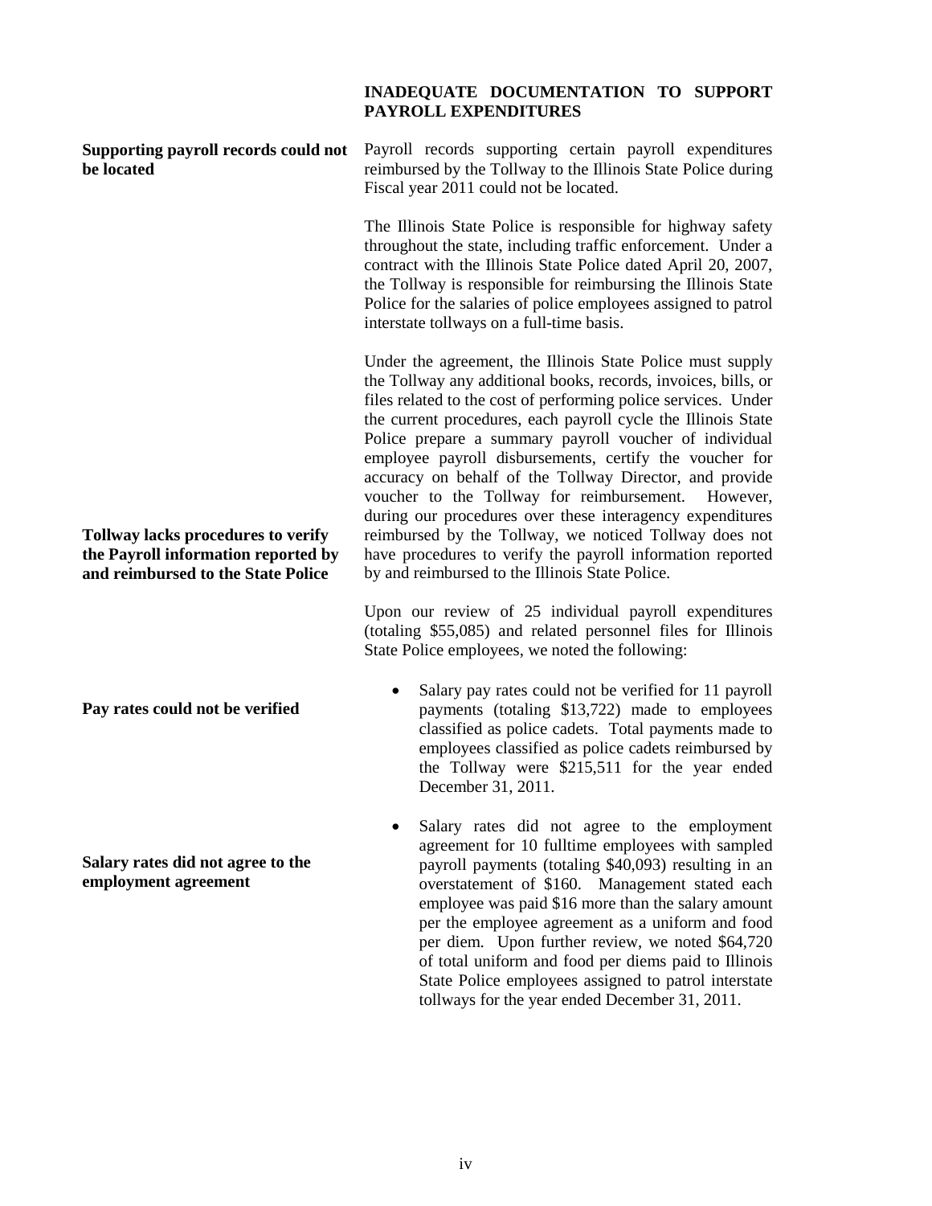## INADEQUATE DOCUMENTATION TO SUPPORT PAYROLL EXPENDITURES

**Supporting payroll records could not be located**

Payroll records supporting certain payroll expenditures reimbursed by the Tollway to the Illinois State Police during Fiscal year 2011 could not be located.

The Illinois State Police is responsible for highway safety throughout the state, including traffic enforcement. Under a contract with the Illinois State Police dated April 20, 2007, the Tollway is responsible for reimbursing the Illinois State Police for the salaries of police employees assigned to patrol interstate tollways on a full-time basis.

**Tollway lacks procedures to verify the Payroll information reported by and reimbursed to the State Police**

Under the agreement, the Illinois State Police must supply the Tollway any additional books, records, invoices, bills, or files related to the cost of performing police services. Under the current procedures, each payroll cycle the Illinois State Police prepare a summary payroll voucher of individual employee payroll disbursements, certify the voucher for accuracy on behalf of the Tollway Director, and provide voucher to the Tollway for reimbursement. However, during our procedures over these interagency expenditures reimbursed by the Tollway, we noticed Tollway does not have procedures to verify the payroll information reported by and reimbursed to the Illinois State Police.

Upon our review of 25 individual payroll expenditures (totaling $55,085) and related personnel files for Illinois State Police employees, we noted the following:

**Pay rates could not be verified**

- Salary pay rates could not be verified for 11 payroll payments (totaling $13,722) made to employees classified as police cadets. Total payments made to employees classified as police cadets reimbursed by the Tollway were $215,511 for the year ended December 31, 2011.

**Salary rates did not agree to the employment agreement**

- Salary rates did not agree to the employment agreement for 10 fulltime employees with sampled payroll payments (totaling $40,093) resulting in an overstatement of $160. Management stated each employee was paid $16 more than the salary amount per the employee agreement as a uniform and food per diem. Upon further review, we noted $64,720 of total uniform and food per diems paid to Illinois State Police employees assigned to patrol interstate tollways for the year ended December 31, 2011.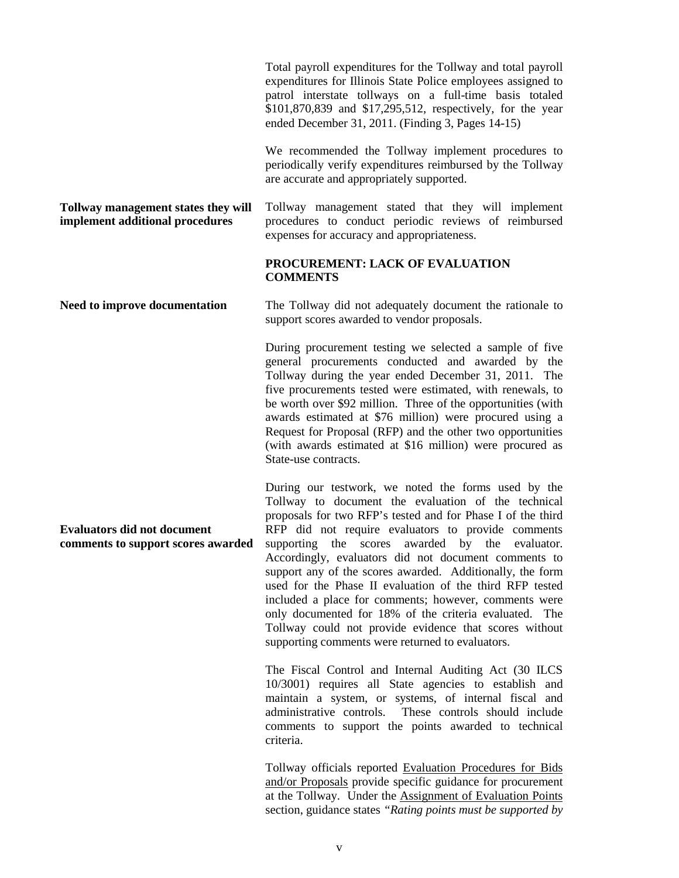Total payroll expenditures for the Tollway and total payroll expenditures for Illinois State Police employees assigned to patrol interstate tollways on a full-time basis totaled $101,870,839 and $17,295,512, respectively, for the year ended December 31, 2011. (Finding 3, Pages 14-15)

We recommended the Tollway implement procedures to periodically verify expenditures reimbursed by the Tollway are accurate and appropriately supported.

**Tollway management states they will implement additional procedures**

Tollway management stated that they will implement procedures to conduct periodic reviews of reimbursed expenses for accuracy and appropriateness.

**PROCUREMENT: LACK OF EVALUATION COMMENTS**

**Need to improve documentation**

The Tollway did not adequately document the rationale to support scores awarded to vendor proposals.

During procurement testing we selected a sample of five general procurements conducted and awarded by the Tollway during the year ended December 31, 2011. The five procurements tested were estimated, with renewals, to be worth over $92 million. Three of the opportunities (with awards estimated at $76 million) were procured using a Request for Proposal (RFP) and the other two opportunities (with awards estimated at $16 million) were procured as State-use contracts.

**Evaluators did not document comments to support scores awarded**

During our testwork, we noted the forms used by the Tollway to document the evaluation of the technical proposals for two RFP's tested and for Phase I of the third RFP did not require evaluators to provide comments supporting the scores awarded by the evaluator. Accordingly, evaluators did not document comments to support any of the scores awarded. Additionally, the form used for the Phase II evaluation of the third RFP tested included a place for comments; however, comments were only documented for 18% of the criteria evaluated. The Tollway could not provide evidence that scores without supporting comments were returned to evaluators.

The Fiscal Control and Internal Auditing Act (30 ILCS 10/3001) requires all State agencies to establish and maintain a system, or systems, of internal fiscal and administrative controls. These controls should include comments to support the points awarded to technical criteria.

Tollway officials reported Evaluation Procedures for Bids and/or Proposals provide specific guidance for procurement at the Tollway. Under the Assignment of Evaluation Points section, guidance states *"Rating points must be supported by*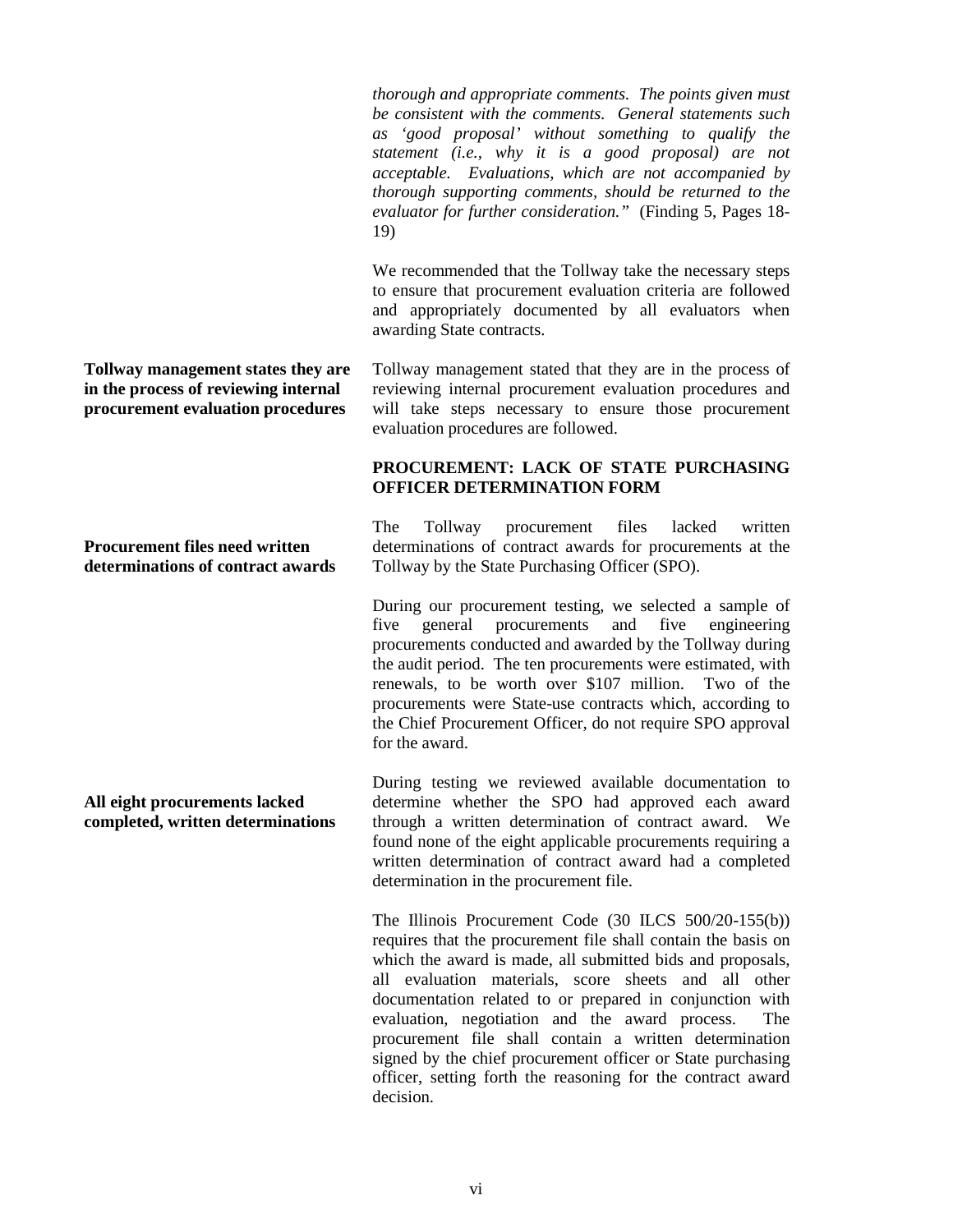*thorough and appropriate comments. The points given must be consistent with the comments. General statements such as 'good proposal' without something to qualify the statement (i.e., why it is a good proposal) are not acceptable. Evaluations, which are not accompanied by thorough supporting comments, should be returned to the evaluator for further consideration."* (Finding 5, Pages 18-19)

We recommended that the Tollway take the necessary steps to ensure that procurement evaluation criteria are followed and appropriately documented by all evaluators when awarding State contracts.

**Tollway management states they are in the process of reviewing internal procurement evaluation procedures**

Tollway management stated that they are in the process of reviewing internal procurement evaluation procedures and will take steps necessary to ensure those procurement evaluation procedures are followed.

**PROCUREMENT: LACK OF STATE PURCHASING OFFICER DETERMINATION FORM**

**Procurement files need written determinations of contract awards**

The Tollway procurement files lacked written determinations of contract awards for procurements at the Tollway by the State Purchasing Officer (SPO).

During our procurement testing, we selected a sample of five general procurements and five engineering procurements conducted and awarded by the Tollway during the audit period. The ten procurements were estimated, with renewals, to be worth over $107 million. Two of the procurements were State-use contracts which, according to the Chief Procurement Officer, do not require SPO approval for the award.

**All eight procurements lacked completed, written determinations**

During testing we reviewed available documentation to determine whether the SPO had approved each award through a written determination of contract award. We found none of the eight applicable procurements requiring a written determination of contract award had a completed determination in the procurement file.

The Illinois Procurement Code (30 ILCS 500/20-155(b)) requires that the procurement file shall contain the basis on which the award is made, all submitted bids and proposals, all evaluation materials, score sheets and all other documentation related to or prepared in conjunction with evaluation, negotiation and the award process. The procurement file shall contain a written determination signed by the chief procurement officer or State purchasing officer, setting forth the reasoning for the contract award decision.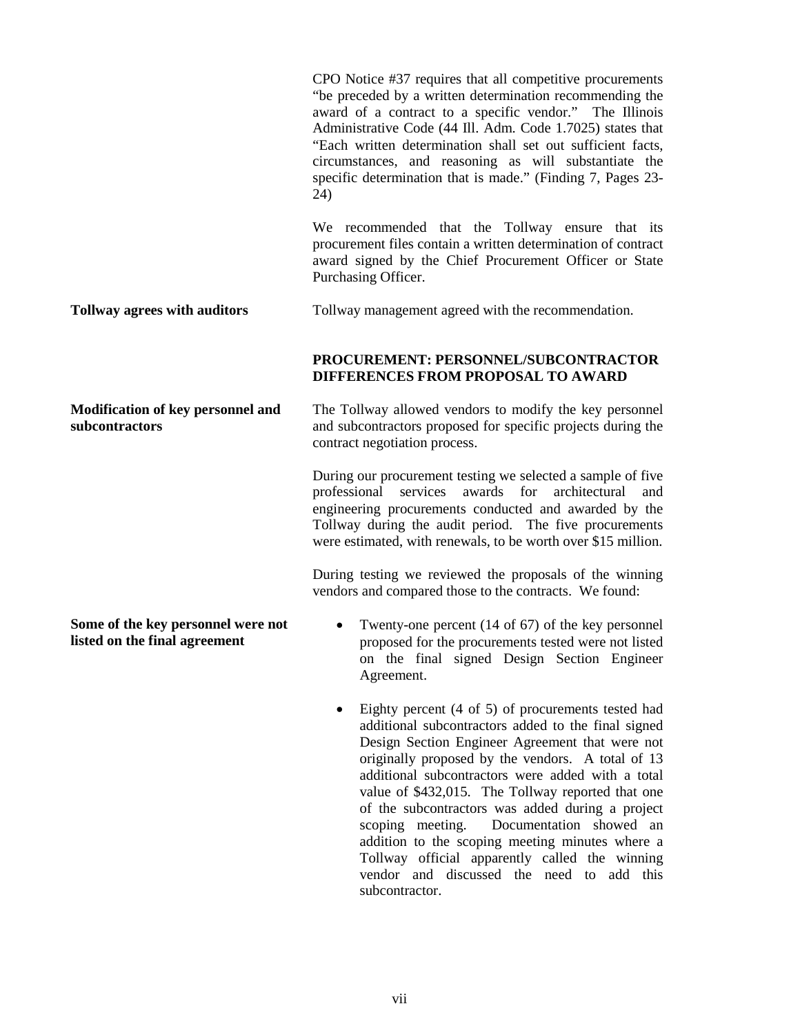CPO Notice #37 requires that all competitive procurements "be preceded by a written determination recommending the award of a contract to a specific vendor." The Illinois Administrative Code (44 Ill. Adm. Code 1.7025) states that "Each written determination shall set out sufficient facts, circumstances, and reasoning as will substantiate the specific determination that is made." (Finding 7, Pages 23-24)

We recommended that the Tollway ensure that its procurement files contain a written determination of contract award signed by the Chief Procurement Officer or State Purchasing Officer.

**Tollway agrees with auditors**

Tollway management agreed with the recommendation.

**PROCUREMENT: PERSONNEL/SUBCONTRACTOR DIFFERENCES FROM PROPOSAL TO AWARD**

**Modification of key personnel and subcontractors**

The Tollway allowed vendors to modify the key personnel and subcontractors proposed for specific projects during the contract negotiation process.

During our procurement testing we selected a sample of five professional services awards for architectural and engineering procurements conducted and awarded by the Tollway during the audit period. The five procurements were estimated, with renewals, to be worth over $15 million.

During testing we reviewed the proposals of the winning vendors and compared those to the contracts. We found:

**Some of the key personnel were not listed on the final agreement**

- Twenty-one percent (14 of 67) of the key personnel proposed for the procurements tested were not listed on the final signed Design Section Engineer Agreement.
- Eighty percent (4 of 5) of procurements tested had additional subcontractors added to the final signed Design Section Engineer Agreement that were not originally proposed by the vendors. A total of 13 additional subcontractors were added with a total value of $432,015. The Tollway reported that one of the subcontractors was added during a project scoping meeting. Documentation showed an addition to the scoping meeting minutes where a Tollway official apparently called the winning vendor and discussed the need to add this subcontractor.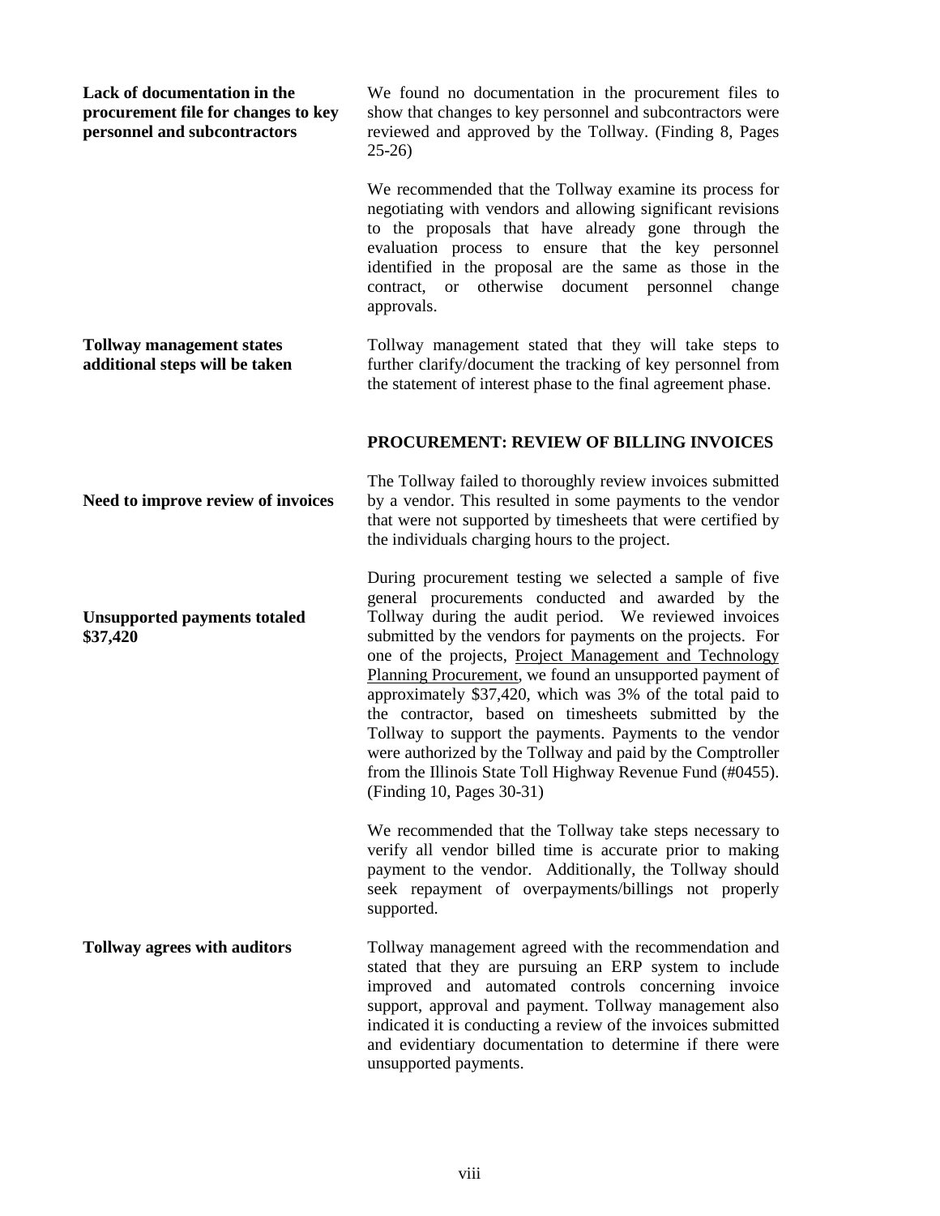**Lack of documentation in the procurement file for changes to key personnel and subcontractors**

We found no documentation in the procurement files to show that changes to key personnel and subcontractors were reviewed and approved by the Tollway. (Finding 8, Pages 25-26)

We recommended that the Tollway examine its process for negotiating with vendors and allowing significant revisions to the proposals that have already gone through the evaluation process to ensure that the key personnel identified in the proposal are the same as those in the contract, or otherwise document personnel change approvals.

**Tollway management states additional steps will be taken**

Tollway management stated that they will take steps to further clarify/document the tracking of key personnel from the statement of interest phase to the final agreement phase.

## PROCUREMENT: REVIEW OF BILLING INVOICES

**Need to improve review of invoices**

The Tollway failed to thoroughly review invoices submitted by a vendor. This resulted in some payments to the vendor that were not supported by timesheets that were certified by the individuals charging hours to the project.

**Unsupported payments totaled \$37,420**

During procurement testing we selected a sample of five general procurements conducted and awarded by the Tollway during the audit period. We reviewed invoices submitted by the vendors for payments on the projects. For one of the projects, <u>Project Management and Technology Planning Procurement</u>, we found an unsupported payment of approximately \$37,420, which was 3% of the total paid to the contractor, based on timesheets submitted by the Tollway to support the payments. Payments to the vendor were authorized by the Tollway and paid by the Comptroller from the Illinois State Toll Highway Revenue Fund (#0455). (Finding 10, Pages 30-31)

We recommended that the Tollway take steps necessary to verify all vendor billed time is accurate prior to making payment to the vendor. Additionally, the Tollway should seek repayment of overpayments/billings not properly supported.

**Tollway agrees with auditors**

Tollway management agreed with the recommendation and stated that they are pursuing an ERP system to include improved and automated controls concerning invoice support, approval and payment. Tollway management also indicated it is conducting a review of the invoices submitted and evidentiary documentation to determine if there were unsupported payments.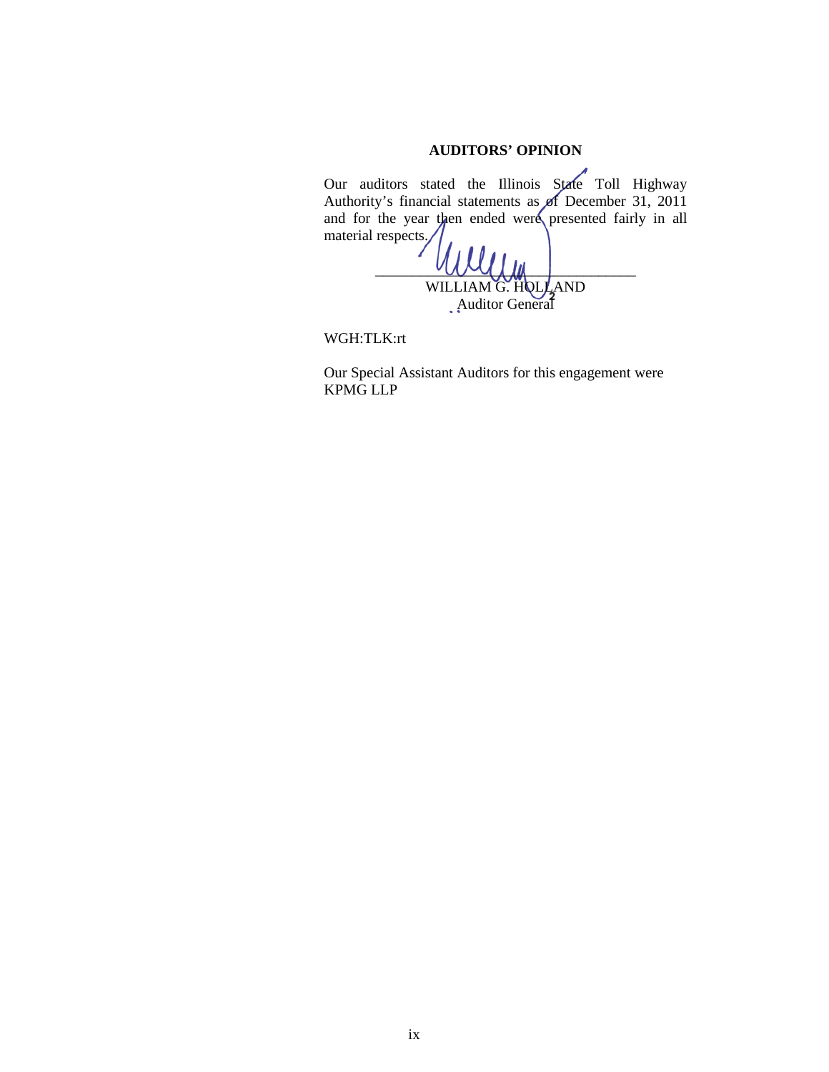## AUDITORS' OPINION

Our auditors stated the Illinois State Toll Highway Authority's financial statements as of December 31, 2011 and for the year then ended were presented fairly in all material respects.

WILLIAM G. HOLLAND
Auditor General

WGH:TLK:rt

Our Special Assistant Auditors for this engagement were KPMG LLP